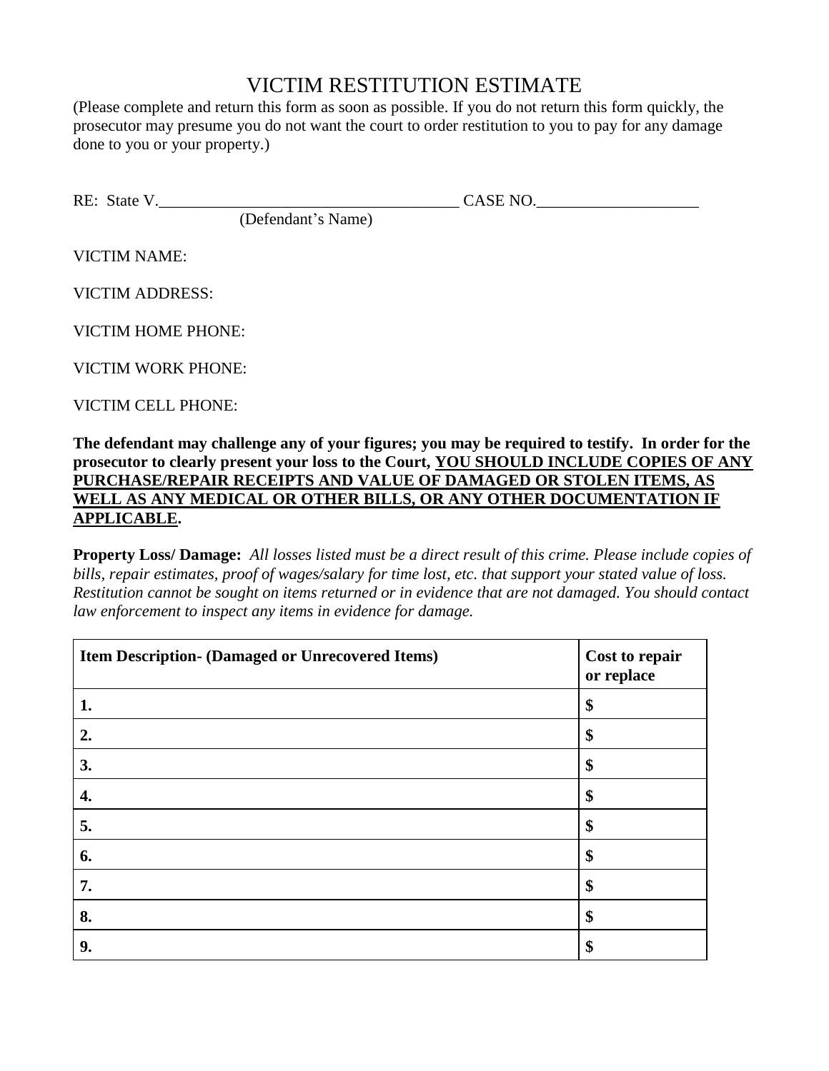# VICTIM RESTITUTION ESTIMATE

(Please complete and return this form as soon as possible. If you do not return this form quickly, the prosecutor may presume you do not want the court to order restitution to you to pay for any damage done to you or your property.)

RE: State V.\_\_\_\_\_\_\_\_\_\_\_\_\_\_\_\_\_\_\_\_\_\_\_\_\_\_\_\_\_\_\_\_\_\_\_\_\_\_ CASE NO.\_\_\_\_\_\_\_\_\_\_\_\_\_\_\_\_\_\_\_\_
(Defendant's Name)

VICTIM NAME:

VICTIM ADDRESS:

VICTIM HOME PHONE:

VICTIM WORK PHONE:

VICTIM CELL PHONE:

**The defendant may challenge any of your figures; you may be required to testify. In order for the prosecutor to clearly present your loss to the Court, <u>YOU SHOULD INCLUDE COPIES OF ANY PURCHASE/REPAIR RECEIPTS AND VALUE OF DAMAGED OR STOLEN ITEMS, AS WELL AS ANY MEDICAL OR OTHER BILLS, OR ANY OTHER DOCUMENTATION IF APPLICABLE</u>.**

**Property Loss/ Damage:** *All losses listed must be a direct result of this crime. Please include copies of bills, repair estimates, proof of wages/salary for time lost, etc. that support your stated value of loss. Restitution cannot be sought on items returned or in evidence that are not damaged. You should contact law enforcement to inspect any items in evidence for damage.*

| **Item Description- (Damaged or Unrecovered Items)** | **Cost to repair or replace** |
|---|---|
| **1.** | **$** |
| **2.** | **$** |
| **3.** | **$** |
| **4.** | **$** |
| **5.** | **$** |
| **6.** | **$** |
| **7.** | **$** |
| **8.** | **$** |
| **9.** | **$** |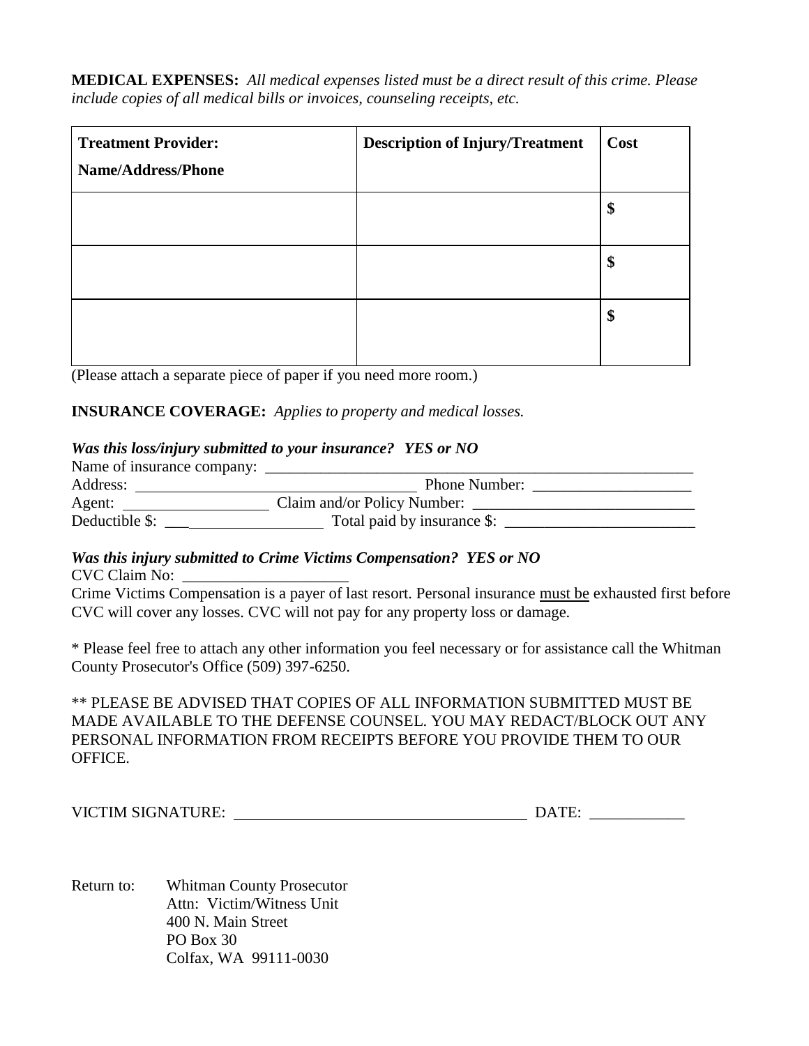**MEDICAL EXPENSES:** *All medical expenses listed must be a direct result of this crime. Please include copies of all medical bills or invoices, counseling receipts, etc.*

| **Treatment Provider: Name/Address/Phone** | **Description of Injury/Treatment** | **Cost** |
|---|---|---|
| | | **$** |
| | | **$** |
| | | **$** |

(Please attach a separate piece of paper if you need more room.)

**INSURANCE COVERAGE:** *Applies to property and medical losses.*

***Was this loss/injury submitted to your insurance? YES or NO***

Name of insurance company: ___________________________________________

Address: ______________________________ Phone Number: _______________

Agent: ______________ Claim and/or Policy Number: _____________________

Deductible $: ________________ Total paid by insurance $: ________________

***Was this injury submitted to Crime Victims Compensation? YES or NO***

CVC Claim No: _________________

Crime Victims Compensation is a payer of last resort. Personal insurance <u>must be</u> exhausted first before CVC will cover any losses. CVC will not pay for any property loss or damage.

* Please feel free to attach any other information you feel necessary or for assistance call the Whitman County Prosecutor's Office (509) 397-6250.

** PLEASE BE ADVISED THAT COPIES OF ALL INFORMATION SUBMITTED MUST BE MADE AVAILABLE TO THE DEFENSE COUNSEL. YOU MAY REDACT/BLOCK OUT ANY PERSONAL INFORMATION FROM RECEIPTS BEFORE YOU PROVIDE THEM TO OUR OFFICE.

VICTIM SIGNATURE: ________________________________ DATE: __________

Return to: Whitman County Prosecutor
Attn: Victim/Witness Unit
400 N. Main Street
PO Box 30
Colfax, WA 99111-0030